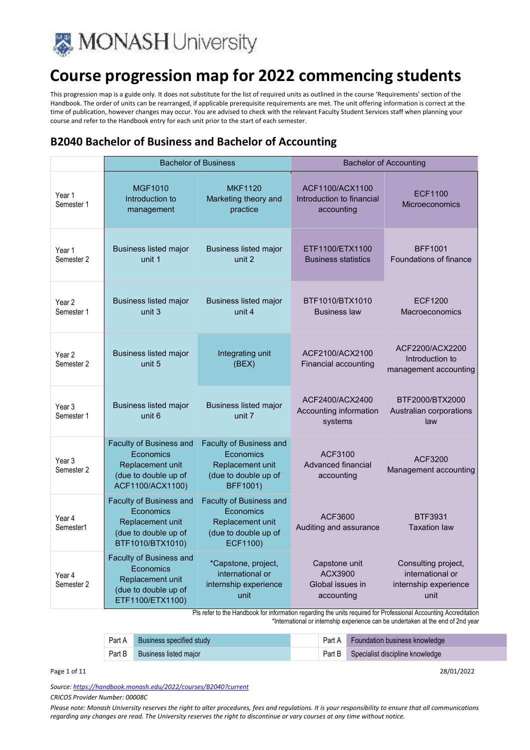# Course progression map for 2022 commencing students

This progression map is a guide only. It does not substitute for the list of required units as outlined in the course 'Requirements' section of the Handbook. The order of units can be rearranged, if applicable prerequisite requirements are met. The unit offering information is correct at the time of publication, however changes may occur. You are advised to check with the relevant Faculty Student Services staff when planning your course and refer to the Handbook entry for each unit prior to the start of each semester.

## B2040 Bachelor of Business and Bachelor of Accounting

| | Bachelor of Business | | Bachelor of Accounting | |
|---|---|---|---|---|
| Year 1 Semester 1 | MGF1010 Introduction to management | MKF1120 Marketing theory and practice | ACF1100/ACX1100 Introduction to financial accounting | ECF1100 Microeconomics |
| Year 1 Semester 2 | Business listed major unit 1 | Business listed major unit 2 | ETF1100/ETX1100 Business statistics | BFF1001 Foundations of finance |
| Year 2 Semester 1 | Business listed major unit 3 | Business listed major unit 4 | BTF1010/BTX1010 Business law | ECF1200 Macroeconomics |
| Year 2 Semester 2 | Business listed major unit 5 | Integrating unit (BEX) | ACF2100/ACX2100 Financial accounting | ACF2200/ACX2200 Introduction to management accounting |
| Year 3 Semester 1 | Business listed major unit 6 | Business listed major unit 7 | ACF2400/ACX2400 Accounting information systems | BTF2000/BTX2000 Australian corporations law |
| Year 3 Semester 2 | Faculty of Business and Economics Replacement unit (due to double up of ACF1100/ACX1100) | Faculty of Business and Economics Replacement unit (due to double up of BFF1001) | ACF3100 Advanced financial accounting | ACF3200 Management accounting |
| Year 4 Semester1 | Faculty of Business and Economics Replacement unit (due to double up of BTF1010/BTX1010) | Faculty of Business and Economics Replacement unit (due to double up of ECF1100) | ACF3600 Auditing and assurance | BTF3931 Taxation law |
| Year 4 Semester 2 | Faculty of Business and Economics Replacement unit (due to double up of ETF1100/ETX1100) | *Capstone, project, international or internship experience unit | Capstone unit ACX3900 Global issues in accounting | Consulting project, international or internship experience unit |

Pls refer to the Handbook for information regarding the units required for Professional Accounting Accreditation
*International or internship experience can be undertaken at the end of 2nd year

| | | | | |
|---|---|---|---|---|
| Part A | Business specified study | | Part A | Foundation business knowledge |
| Part B | Business listed major | | Part B | Specialist discipline knowledge |

28/01/2022

*Source: https://handbook.monash.edu/2022/courses/B2040?current*

*CRICOS Provider Number: 00008C*

*Please note: Monash University reserves the right to alter procedures, fees and regulations. It is your responsibility to ensure that all communications regarding any changes are read. The University reserves the right to discontinue or vary courses at any time without notice.*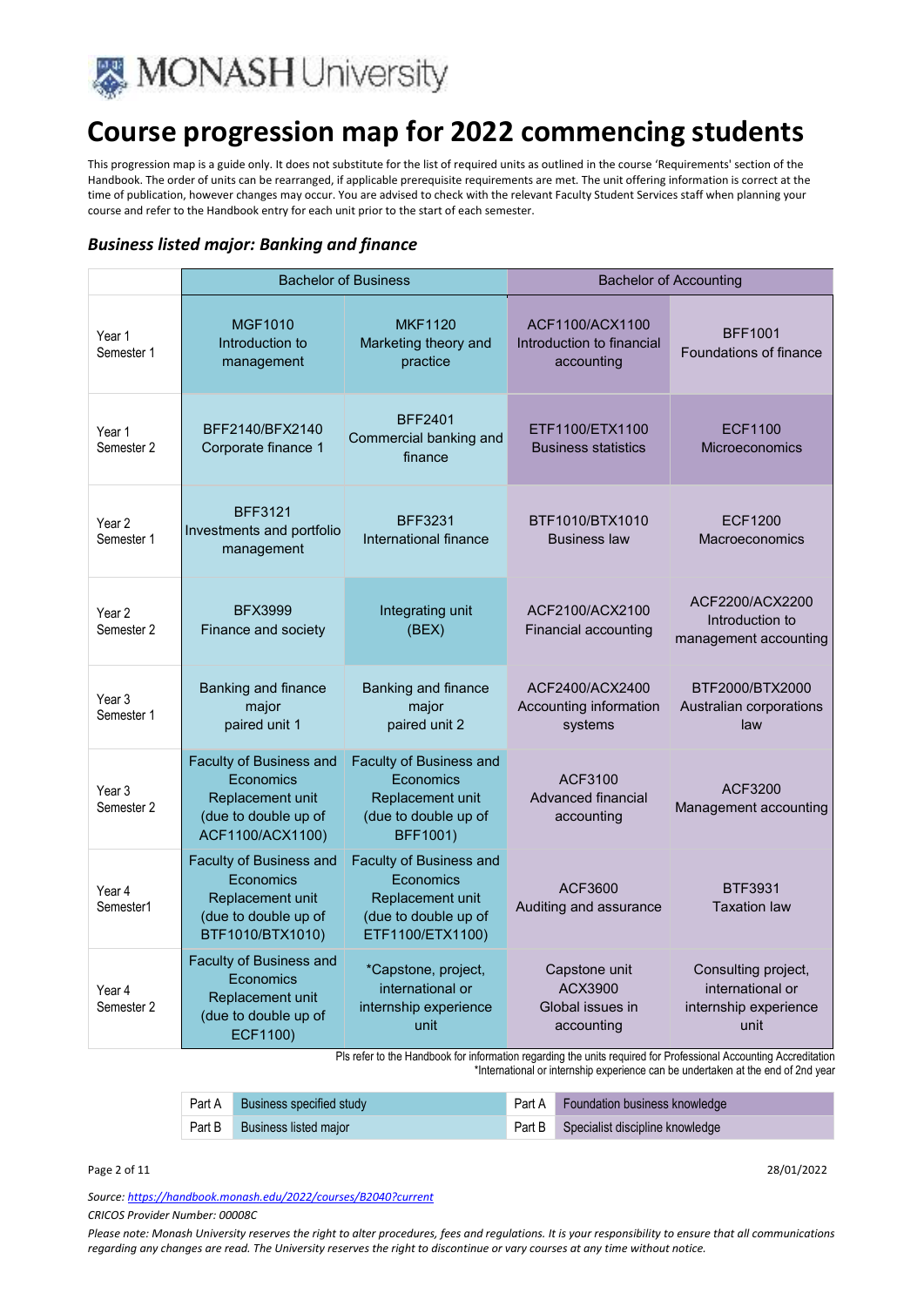# Course progression map for 2022 commencing students

This progression map is a guide only. It does not substitute for the list of required units as outlined in the course 'Requirements' section of the Handbook. The order of units can be rearranged, if applicable prerequisite requirements are met. The unit offering information is correct at the time of publication, however changes may occur. You are advised to check with the relevant Faculty Student Services staff when planning your course and refer to the Handbook entry for each unit prior to the start of each semester.

### *Business listed major: Banking and finance*

| | Bachelor of Business | | Bachelor of Accounting | |
|---|---|---|---|---|
| Year 1 Semester 1 | MGF1010 Introduction to management | MKF1120 Marketing theory and practice | ACF1100/ACX1100 Introduction to financial accounting | BFF1001 Foundations of finance |
| Year 1 Semester 2 | BFF2140/BFX2140 Corporate finance 1 | BFF2401 Commercial banking and finance | ETF1100/ETX1100 Business statistics | ECF1100 Microeconomics |
| Year 2 Semester 1 | BFF3121 Investments and portfolio management | BFF3231 International finance | BTF1010/BTX1010 Business law | ECF1200 Macroeconomics |
| Year 2 Semester 2 | BFX3999 Finance and society | Integrating unit (BEX) | ACF2100/ACX2100 Financial accounting | ACF2200/ACX2200 Introduction to management accounting |
| Year 3 Semester 1 | Banking and finance major paired unit 1 | Banking and finance major paired unit 2 | ACF2400/ACX2400 Accounting information systems | BTF2000/BTX2000 Australian corporations law |
| Year 3 Semester 2 | Faculty of Business and Economics Replacement unit (due to double up of ACF1100/ACX1100) | Faculty of Business and Economics Replacement unit (due to double up of BFF1001) | ACF3100 Advanced financial accounting | ACF3200 Management accounting |
| Year 4 Semester1 | Faculty of Business and Economics Replacement unit (due to double up of BTF1010/BTX1010) | Faculty of Business and Economics Replacement unit (due to double up of ETF1100/ETX1100) | ACF3600 Auditing and assurance | BTF3931 Taxation law |
| Year 4 Semester 2 | Faculty of Business and Economics Replacement unit (due to double up of ECF1100) | *Capstone, project, international or internship experience unit | Capstone unit ACX3900 Global issues in accounting | Consulting project, international or internship experience unit |

Pls refer to the Handbook for information regarding the units required for Professional Accounting Accreditation
*International or internship experience can be undertaken at the end of 2nd year

| | | | |
|---|---|---|---|
| Part A | Business specified study | Part A | Foundation business knowledge |
| Part B | Business listed major | Part B | Specialist discipline knowledge |

*Source: https://handbook.monash.edu/2022/courses/B2040?current*

*CRICOS Provider Number: 00008C*

*Please note: Monash University reserves the right to alter procedures, fees and regulations. It is your responsibility to ensure that all communications regarding any changes are read. The University reserves the right to discontinue or vary courses at any time without notice.*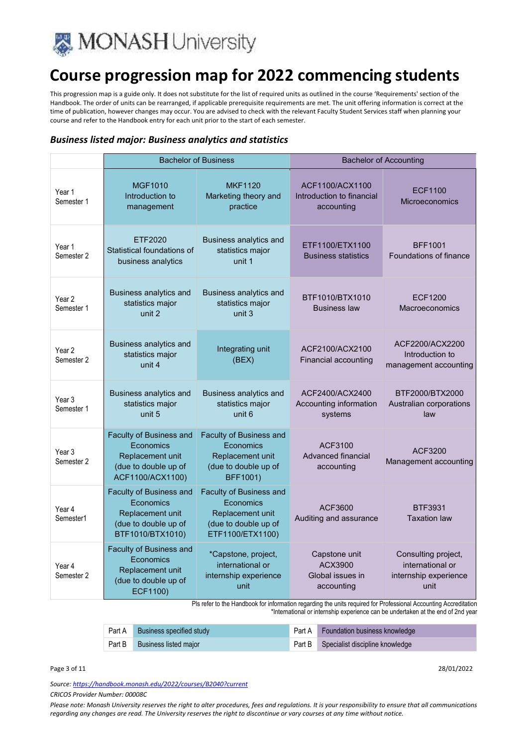# Course progression map for 2022 commencing students

This progression map is a guide only. It does not substitute for the list of required units as outlined in the course 'Requirements' section of the Handbook. The order of units can be rearranged, if applicable prerequisite requirements are met. The unit offering information is correct at the time of publication, however changes may occur. You are advised to check with the relevant Faculty Student Services staff when planning your course and refer to the Handbook entry for each unit prior to the start of each semester.

### *Business listed major: Business analytics and statistics*

| | Bachelor of Business | | Bachelor of Accounting | |
|---|---|---|---|---|
| Year 1 Semester 1 | MGF1010 Introduction to management | MKF1120 Marketing theory and practice | ACF1100/ACX1100 Introduction to financial accounting | ECF1100 Microeconomics |
| Year 1 Semester 2 | ETF2020 Statistical foundations of business analytics | Business analytics and statistics major unit 1 | ETF1100/ETX1100 Business statistics | BFF1001 Foundations of finance |
| Year 2 Semester 1 | Business analytics and statistics major unit 2 | Business analytics and statistics major unit 3 | BTF1010/BTX1010 Business law | ECF1200 Macroeconomics |
| Year 2 Semester 2 | Business analytics and statistics major unit 4 | Integrating unit (BEX) | ACF2100/ACX2100 Financial accounting | ACF2200/ACX2200 Introduction to management accounting |
| Year 3 Semester 1 | Business analytics and statistics major unit 5 | Business analytics and statistics major unit 6 | ACF2400/ACX2400 Accounting information systems | BTF2000/BTX2000 Australian corporations law |
| Year 3 Semester 2 | Faculty of Business and Economics Replacement unit (due to double up of ACF1100/ACX1100) | Faculty of Business and Economics Replacement unit (due to double up of BFF1001) | ACF3100 Advanced financial accounting | ACF3200 Management accounting |
| Year 4 Semester1 | Faculty of Business and Economics Replacement unit (due to double up of BTF1010/BTX1010) | Faculty of Business and Economics Replacement unit (due to double up of ETF1100/ETX1100) | ACF3600 Auditing and assurance | BTF3931 Taxation law |
| Year 4 Semester 2 | Faculty of Business and Economics Replacement unit (due to double up of ECF1100) | *Capstone, project, international or internship experience unit | Capstone unit ACX3900 Global issues in accounting | Consulting project, international or internship experience unit |

Pls refer to the Handbook for information regarding the units required for Professional Accounting Accreditation
*International or internship experience can be undertaken at the end of 2nd year

| | | | |
|---|---|---|---|
| Part A | Business specified study | Part A | Foundation business knowledge |
| Part B | Business listed major | Part B | Specialist discipline knowledge |

*Source: https://handbook.monash.edu/2022/courses/B2040?current*

*CRICOS Provider Number: 00008C*

*Please note: Monash University reserves the right to alter procedures, fees and regulations. It is your responsibility to ensure that all communications regarding any changes are read. The University reserves the right to discontinue or vary courses at any time without notice.*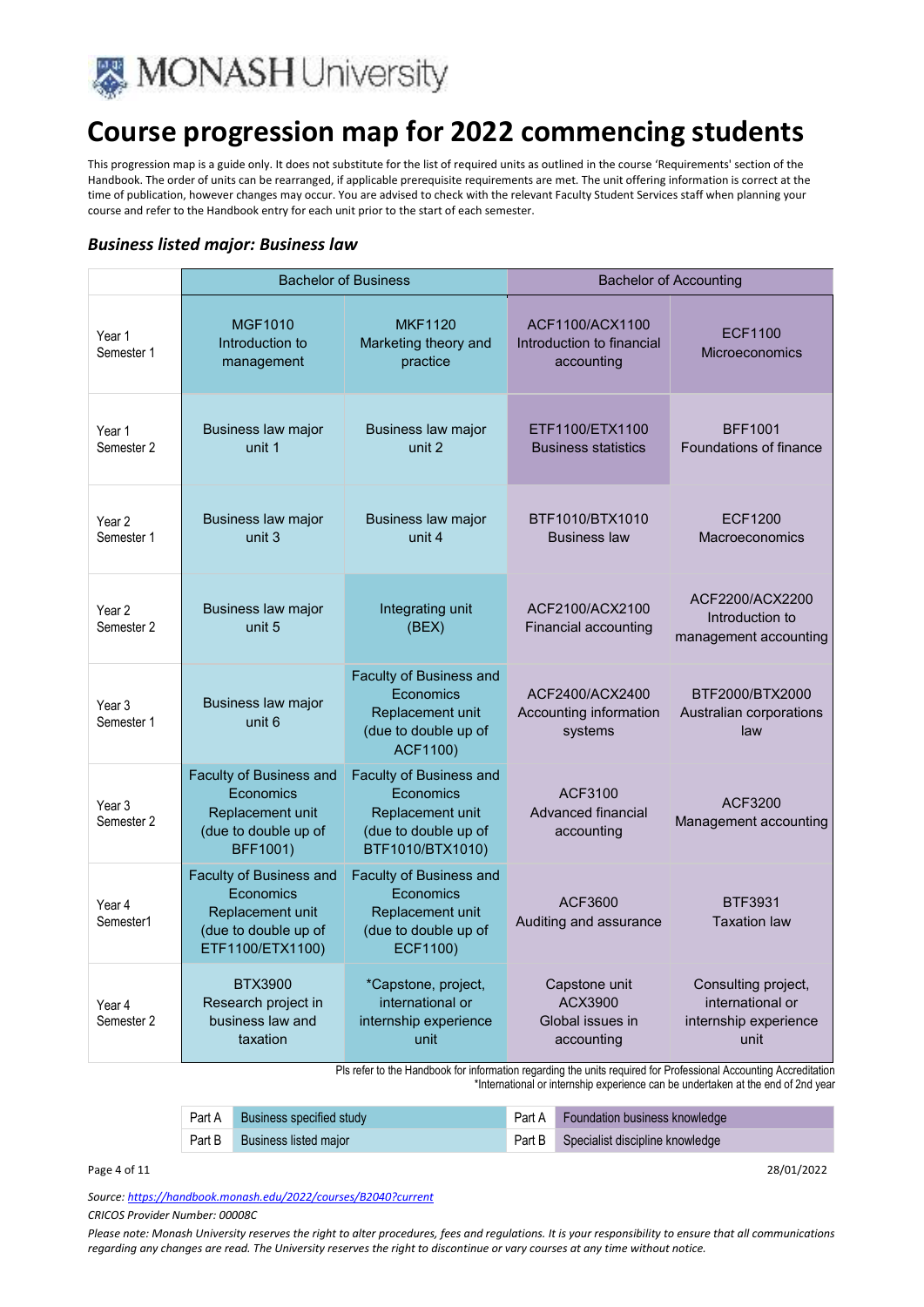# Course progression map for 2022 commencing students

This progression map is a guide only. It does not substitute for the list of required units as outlined in the course 'Requirements' section of the Handbook. The order of units can be rearranged, if applicable prerequisite requirements are met. The unit offering information is correct at the time of publication, however changes may occur. You are advised to check with the relevant Faculty Student Services staff when planning your course and refer to the Handbook entry for each unit prior to the start of each semester.

### *Business listed major: Business law*

| | Bachelor of Business | | Bachelor of Accounting | |
|---|---|---|---|---|
| Year 1 Semester 1 | MGF1010 Introduction to management | MKF1120 Marketing theory and practice | ACF1100/ACX1100 Introduction to financial accounting | ECF1100 Microeconomics |
| Year 1 Semester 2 | Business law major unit 1 | Business law major unit 2 | ETF1100/ETX1100 Business statistics | BFF1001 Foundations of finance |
| Year 2 Semester 1 | Business law major unit 3 | Business law major unit 4 | BTF1010/BTX1010 Business law | ECF1200 Macroeconomics |
| Year 2 Semester 2 | Business law major unit 5 | Integrating unit (BEX) | ACF2100/ACX2100 Financial accounting | ACF2200/ACX2200 Introduction to management accounting |
| Year 3 Semester 1 | Business law major unit 6 | Faculty of Business and Economics Replacement unit (due to double up of ACF1100) | ACF2400/ACX2400 Accounting information systems | BTF2000/BTX2000 Australian corporations law |
| Year 3 Semester 2 | Faculty of Business and Economics Replacement unit (due to double up of BFF1001) | Faculty of Business and Economics Replacement unit (due to double up of BTF1010/BTX1010) | ACF3100 Advanced financial accounting | ACF3200 Management accounting |
| Year 4 Semester1 | Faculty of Business and Economics Replacement unit (due to double up of ETF1100/ETX1100) | Faculty of Business and Economics Replacement unit (due to double up of ECF1100) | ACF3600 Auditing and assurance | BTF3931 Taxation law |
| Year 4 Semester 2 | BTX3900 Research project in business law and taxation | *Capstone, project, international or internship experience unit | Capstone unit ACX3900 Global issues in accounting | Consulting project, international or internship experience unit |

Pls refer to the Handbook for information regarding the units required for Professional Accounting Accreditation
*International or internship experience can be undertaken at the end of 2nd year

| | | | |
|---|---|---|---|
| Part A | Business specified study | Part A | Foundation business knowledge |
| Part B | Business listed major | Part B | Specialist discipline knowledge |

28/01/2022

*Source: https://handbook.monash.edu/2022/courses/B2040?current*

*CRICOS Provider Number: 00008C*

*Please note: Monash University reserves the right to alter procedures, fees and regulations. It is your responsibility to ensure that all communications regarding any changes are read. The University reserves the right to discontinue or vary courses at any time without notice.*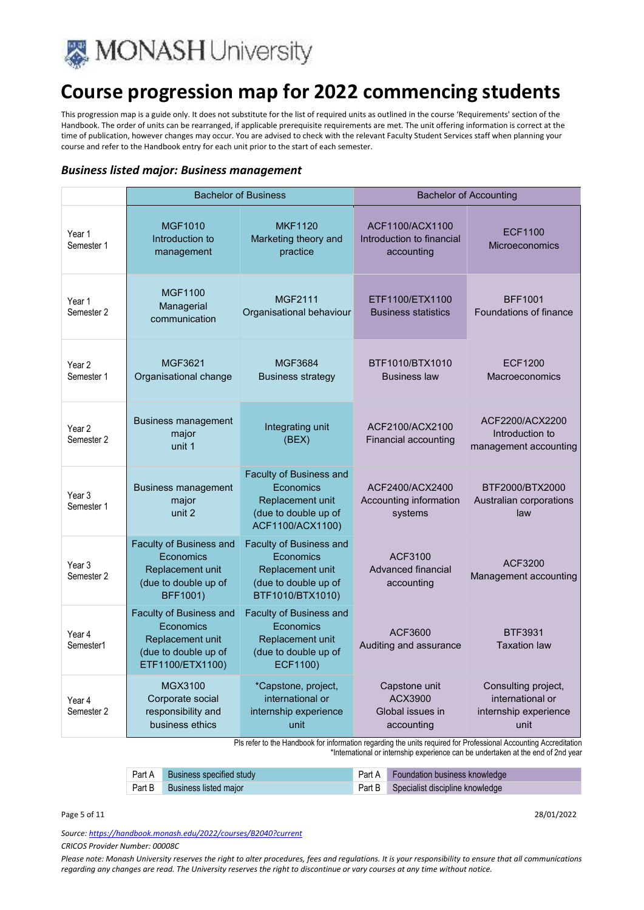# Course progression map for 2022 commencing students

This progression map is a guide only. It does not substitute for the list of required units as outlined in the course 'Requirements' section of the Handbook. The order of units can be rearranged, if applicable prerequisite requirements are met. The unit offering information is correct at the time of publication, however changes may occur. You are advised to check with the relevant Faculty Student Services staff when planning your course and refer to the Handbook entry for each unit prior to the start of each semester.

### *Business listed major: Business management*

| | Bachelor of Business | | Bachelor of Accounting | |
|---|---|---|---|---|
| Year 1 Semester 1 | MGF1010 Introduction to management | MKF1120 Marketing theory and practice | ACF1100/ACX1100 Introduction to financial accounting | ECF1100 Microeconomics |
| Year 1 Semester 2 | MGF1100 Managerial communication | MGF2111 Organisational behaviour | ETF1100/ETX1100 Business statistics | BFF1001 Foundations of finance |
| Year 2 Semester 1 | MGF3621 Organisational change | MGF3684 Business strategy | BTF1010/BTX1010 Business law | ECF1200 Macroeconomics |
| Year 2 Semester 2 | Business management major unit 1 | Integrating unit (BEX) | ACF2100/ACX2100 Financial accounting | ACF2200/ACX2200 Introduction to management accounting |
| Year 3 Semester 1 | Business management major unit 2 | Faculty of Business and Economics Replacement unit (due to double up of ACF1100/ACX1100) | ACF2400/ACX2400 Accounting information systems | BTF2000/BTX2000 Australian corporations law |
| Year 3 Semester 2 | Faculty of Business and Economics Replacement unit (due to double up of BFF1001) | Faculty of Business and Economics Replacement unit (due to double up of BTF1010/BTX1010) | ACF3100 Advanced financial accounting | ACF3200 Management accounting |
| Year 4 Semester1 | Faculty of Business and Economics Replacement unit (due to double up of ETF1100/ETX1100) | Faculty of Business and Economics Replacement unit (due to double up of ECF1100) | ACF3600 Auditing and assurance | BTF3931 Taxation law |
| Year 4 Semester 2 | MGX3100 Corporate social responsibility and business ethics | *Capstone, project, international or internship experience unit | Capstone unit ACX3900 Global issues in accounting | Consulting project, international or internship experience unit |

Pls refer to the Handbook for information regarding the units required for Professional Accounting Accreditation
*International or internship experience can be undertaken at the end of 2nd year

| | | | |
|---|---|---|---|
| Part A | Business specified study | Part A | Foundation business knowledge |
| Part B | Business listed major | Part B | Specialist discipline knowledge |

28/01/2022

*Source: https://handbook.monash.edu/2022/courses/B2040?current*

*CRICOS Provider Number: 00008C*

*Please note: Monash University reserves the right to alter procedures, fees and regulations. It is your responsibility to ensure that all communications regarding any changes are read. The University reserves the right to discontinue or vary courses at any time without notice.*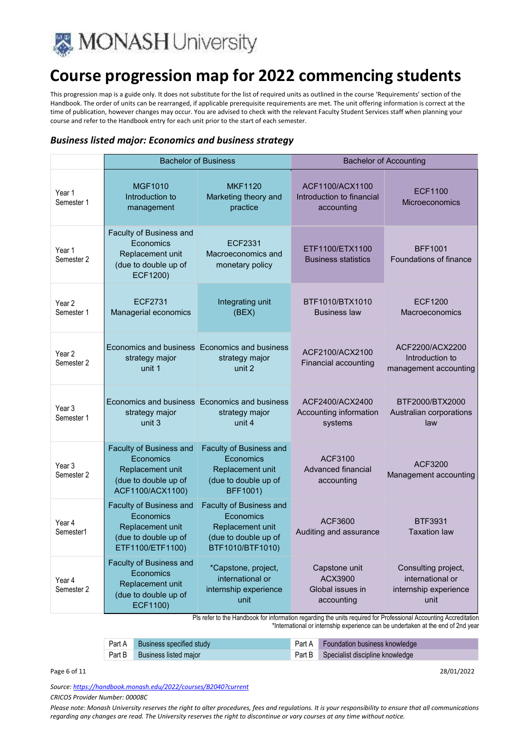# Course progression map for 2022 commencing students

This progression map is a guide only. It does not substitute for the list of required units as outlined in the course 'Requirements' section of the Handbook. The order of units can be rearranged, if applicable prerequisite requirements are met. The unit offering information is correct at the time of publication, however changes may occur. You are advised to check with the relevant Faculty Student Services staff when planning your course and refer to the Handbook entry for each unit prior to the start of each semester.

### *Business listed major: Economics and business strategy*

| | Bachelor of Business | | Bachelor of Accounting | |
|---|---|---|---|---|
| Year 1 Semester 1 | MGF1010 Introduction to management | MKF1120 Marketing theory and practice | ACF1100/ACX1100 Introduction to financial accounting | ECF1100 Microeconomics |
| Year 1 Semester 2 | Faculty of Business and Economics Replacement unit (due to double up of ECF1200) | ECF2331 Macroeconomics and monetary policy | ETF1100/ETX1100 Business statistics | BFF1001 Foundations of finance |
| Year 2 Semester 1 | ECF2731 Managerial economics | Integrating unit (BEX) | BTF1010/BTX1010 Business law | ECF1200 Macroeconomics |
| Year 2 Semester 2 | Economics and business strategy major unit 1 | Economics and business strategy major unit 2 | ACF2100/ACX2100 Financial accounting | ACF2200/ACX2200 Introduction to management accounting |
| Year 3 Semester 1 | Economics and business strategy major unit 3 | Economics and business strategy major unit 4 | ACF2400/ACX2400 Accounting information systems | BTF2000/BTX2000 Australian corporations law |
| Year 3 Semester 2 | Faculty of Business and Economics Replacement unit (due to double up of ACF1100/ACX1100) | Faculty of Business and Economics Replacement unit (due to double up of BFF1001) | ACF3100 Advanced financial accounting | ACF3200 Management accounting |
| Year 4 Semester1 | Faculty of Business and Economics Replacement unit (due to double up of ETF1100/ETF1100) | Faculty of Business and Economics Replacement unit (due to double up of BTF1010/BTF1010) | ACF3600 Auditing and assurance | BTF3931 Taxation law |
| Year 4 Semester 2 | Faculty of Business and Economics Replacement unit (due to double up of ECF1100) | *Capstone, project, international or internship experience unit | Capstone unit ACX3900 Global issues in accounting | Consulting project, international or internship experience unit |

Pls refer to the Handbook for information regarding the units required for Professional Accounting Accreditation
*International or internship experience can be undertaken at the end of 2nd year

| | | | |
|---|---|---|---|
| Part A | Business specified study | Part A | Foundation business knowledge |
| Part B | Business listed major | Part B | Specialist discipline knowledge |

28/01/2022

*Source: https://handbook.monash.edu/2022/courses/B2040?current*

*CRICOS Provider Number: 00008C*

*Please note: Monash University reserves the right to alter procedures, fees and regulations. It is your responsibility to ensure that all communications regarding any changes are read. The University reserves the right to discontinue or vary courses at any time without notice.*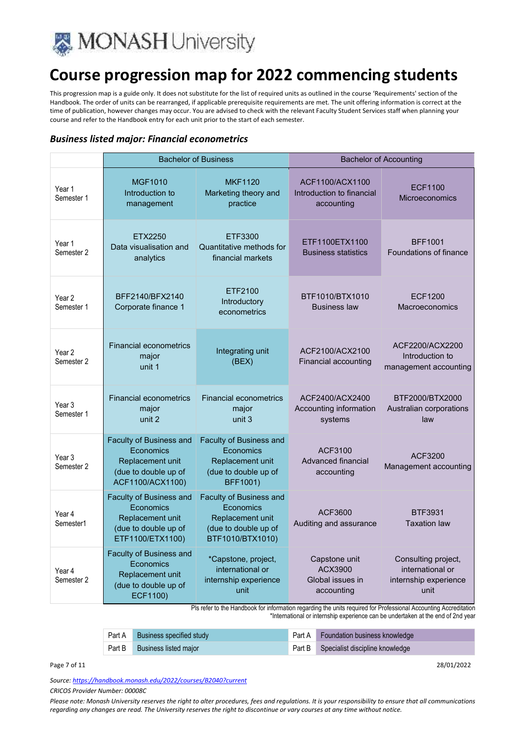# Course progression map for 2022 commencing students

This progression map is a guide only. It does not substitute for the list of required units as outlined in the course 'Requirements' section of the Handbook. The order of units can be rearranged, if applicable prerequisite requirements are met. The unit offering information is correct at the time of publication, however changes may occur. You are advised to check with the relevant Faculty Student Services staff when planning your course and refer to the Handbook entry for each unit prior to the start of each semester.

### *Business listed major: Financial econometrics*

| | Bachelor of Business | | Bachelor of Accounting | |
|---|---|---|---|---|
| Year 1 Semester 1 | MGF1010 Introduction to management | MKF1120 Marketing theory and practice | ACF1100/ACX1100 Introduction to financial accounting | ECF1100 Microeconomics |
| Year 1 Semester 2 | ETX2250 Data visualisation and analytics | ETF3300 Quantitative methods for financial markets | ETF1100ETX1100 Business statistics | BFF1001 Foundations of finance |
| Year 2 Semester 1 | BFF2140/BFX2140 Corporate finance 1 | ETF2100 Introductory econometrics | BTF1010/BTX1010 Business law | ECF1200 Macroeconomics |
| Year 2 Semester 2 | Financial econometrics major unit 1 | Integrating unit (BEX) | ACF2100/ACX2100 Financial accounting | ACF2200/ACX2200 Introduction to management accounting |
| Year 3 Semester 1 | Financial econometrics major unit 2 | Financial econometrics major unit 3 | ACF2400/ACX2400 Accounting information systems | BTF2000/BTX2000 Australian corporations law |
| Year 3 Semester 2 | Faculty of Business and Economics Replacement unit (due to double up of ACF1100/ACX1100) | Faculty of Business and Economics Replacement unit (due to double up of BFF1001) | ACF3100 Advanced financial accounting | ACF3200 Management accounting |
| Year 4 Semester1 | Faculty of Business and Economics Replacement unit (due to double up of ETF1100/ETX1100) | Faculty of Business and Economics Replacement unit (due to double up of BTF1010/BTX1010) | ACF3600 Auditing and assurance | BTF3931 Taxation law |
| Year 4 Semester 2 | Faculty of Business and Economics Replacement unit (due to double up of ECF1100) | *Capstone, project, international or internship experience unit | Capstone unit ACX3900 Global issues in accounting | Consulting project, international or internship experience unit |

Pls refer to the Handbook for information regarding the units required for Professional Accounting Accreditation
*International or internship experience can be undertaken at the end of 2nd year

| | | | |
|---|---|---|---|
| Part A | Business specified study | Part A | Foundation business knowledge |
| Part B | Business listed major | Part B | Specialist discipline knowledge |

28/01/2022

*Source: https://handbook.monash.edu/2022/courses/B2040?current*

*CRICOS Provider Number: 00008C*

*Please note: Monash University reserves the right to alter procedures, fees and regulations. It is your responsibility to ensure that all communications regarding any changes are read. The University reserves the right to discontinue or vary courses at any time without notice.*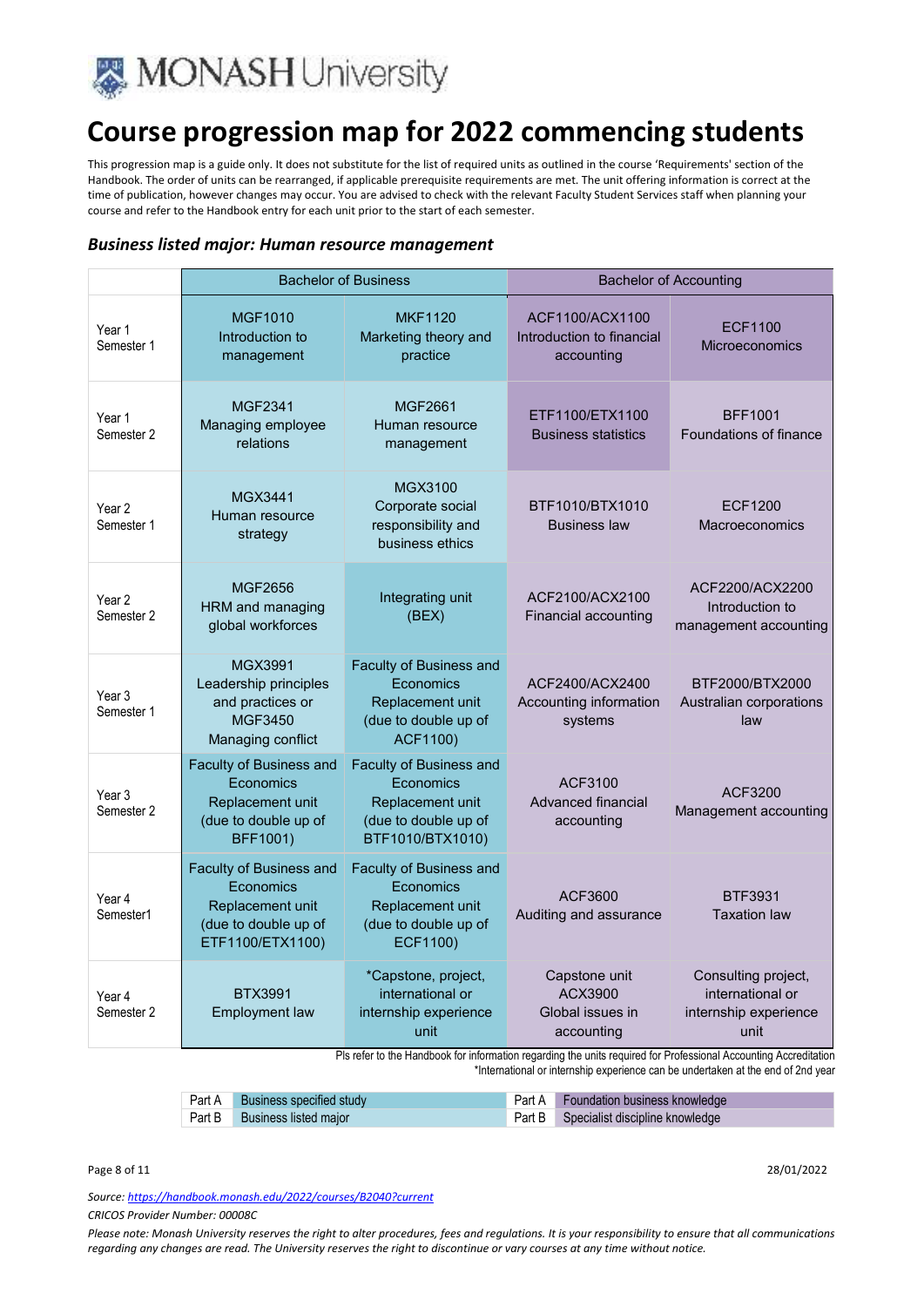MONASH University

# Course progression map for 2022 commencing students

This progression map is a guide only. It does not substitute for the list of required units as outlined in the course 'Requirements' section of the Handbook. The order of units can be rearranged, if applicable prerequisite requirements are met. The unit offering information is correct at the time of publication, however changes may occur. You are advised to check with the relevant Faculty Student Services staff when planning your course and refer to the Handbook entry for each unit prior to the start of each semester.

### *Business listed major: Human resource management*

| | Bachelor of Business | | Bachelor of Accounting | |
|---|---|---|---|---|
| Year 1 Semester 1 | MGF1010 Introduction to management | MKF1120 Marketing theory and practice | ACF1100/ACX1100 Introduction to financial accounting | ECF1100 Microeconomics |
| Year 1 Semester 2 | MGF2341 Managing employee relations | MGF2661 Human resource management | ETF1100/ETX1100 Business statistics | BFF1001 Foundations of finance |
| Year 2 Semester 1 | MGX3441 Human resource strategy | MGX3100 Corporate social responsibility and business ethics | BTF1010/BTX1010 Business law | ECF1200 Macroeconomics |
| Year 2 Semester 2 | MGF2656 HRM and managing global workforces | Integrating unit (BEX) | ACF2100/ACX2100 Financial accounting | ACF2200/ACX2200 Introduction to management accounting |
| Year 3 Semester 1 | MGX3991 Leadership principles and practices or MGF3450 Managing conflict | Faculty of Business and Economics Replacement unit (due to double up of ACF1100) | ACF2400/ACX2400 Accounting information systems | BTF2000/BTX2000 Australian corporations law |
| Year 3 Semester 2 | Faculty of Business and Economics Replacement unit (due to double up of BFF1001) | Faculty of Business and Economics Replacement unit (due to double up of BTF1010/BTX1010) | ACF3100 Advanced financial accounting | ACF3200 Management accounting |
| Year 4 Semester1 | Faculty of Business and Economics Replacement unit (due to double up of ETF1100/ETX1100) | Faculty of Business and Economics Replacement unit (due to double up of ECF1100) | ACF3600 Auditing and assurance | BTF3931 Taxation law |
| Year 4 Semester 2 | BTX3991 Employment law | *Capstone, project, international or internship experience unit | Capstone unit ACX3900 Global issues in accounting | Consulting project, international or internship experience unit |

Pls refer to the Handbook for information regarding the units required for Professional Accounting Accreditation
*International or internship experience can be undertaken at the end of 2nd year

| | | | |
|---|---|---|---|
| Part A | Business specified study | Part A | Foundation business knowledge |
| Part B | Business listed major | Part B | Specialist discipline knowledge |

28/01/2022

*Source: https://handbook.monash.edu/2022/courses/B2040?current*

*CRICOS Provider Number: 00008C*

*Please note: Monash University reserves the right to alter procedures, fees and regulations. It is your responsibility to ensure that all communications regarding any changes are read. The University reserves the right to discontinue or vary courses at any time without notice.*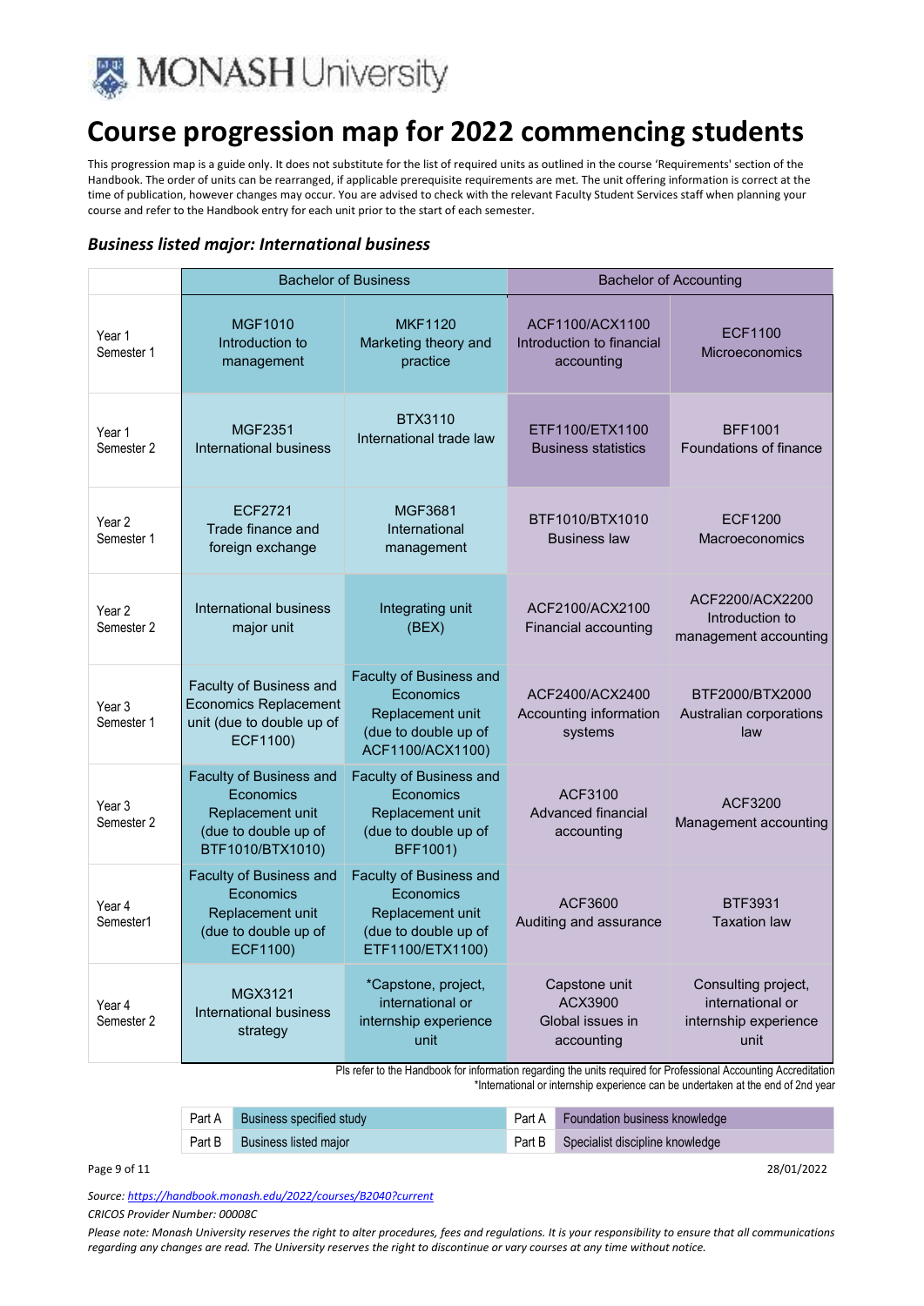# Course progression map for 2022 commencing students

This progression map is a guide only. It does not substitute for the list of required units as outlined in the course 'Requirements' section of the Handbook. The order of units can be rearranged, if applicable prerequisite requirements are met. The unit offering information is correct at the time of publication, however changes may occur. You are advised to check with the relevant Faculty Student Services staff when planning your course and refer to the Handbook entry for each unit prior to the start of each semester.

### *Business listed major: International business*

| | Bachelor of Business | | Bachelor of Accounting | |
|---|---|---|---|---|
| Year 1 Semester 1 | MGF1010 Introduction to management | MKF1120 Marketing theory and practice | ACF1100/ACX1100 Introduction to financial accounting | ECF1100 Microeconomics |
| Year 1 Semester 2 | MGF2351 International business | BTX3110 International trade law | ETF1100/ETX1100 Business statistics | BFF1001 Foundations of finance |
| Year 2 Semester 1 | ECF2721 Trade finance and foreign exchange | MGF3681 International management | BTF1010/BTX1010 Business law | ECF1200 Macroeconomics |
| Year 2 Semester 2 | International business major unit | Integrating unit (BEX) | ACF2100/ACX2100 Financial accounting | ACF2200/ACX2200 Introduction to management accounting |
| Year 3 Semester 1 | Faculty of Business and Economics Replacement unit (due to double up of ECF1100) | Faculty of Business and Economics Replacement unit (due to double up of ACF1100/ACX1100) | ACF2400/ACX2400 Accounting information systems | BTF2000/BTX2000 Australian corporations law |
| Year 3 Semester 2 | Faculty of Business and Economics Replacement unit (due to double up of BTF1010/BTX1010) | Faculty of Business and Economics Replacement unit (due to double up of BFF1001) | ACF3100 Advanced financial accounting | ACF3200 Management accounting |
| Year 4 Semester1 | Faculty of Business and Economics Replacement unit (due to double up of ECF1100) | Faculty of Business and Economics Replacement unit (due to double up of ETF1100/ETX1100) | ACF3600 Auditing and assurance | BTF3931 Taxation law |
| Year 4 Semester 2 | MGX3121 International business strategy | *Capstone, project, international or internship experience unit | Capstone unit ACX3900 Global issues in accounting | Consulting project, international or internship experience unit |

Pls refer to the Handbook for information regarding the units required for Professional Accounting Accreditation
*International or internship experience can be undertaken at the end of 2nd year

| | | | |
|---|---|---|---|
| Part A | Business specified study | Part A | Foundation business knowledge |
| Part B | Business listed major | Part B | Specialist discipline knowledge |

28/01/2022

*Source: https://handbook.monash.edu/2022/courses/B2040?current*

*CRICOS Provider Number: 00008C*

*Please note: Monash University reserves the right to alter procedures, fees and regulations. It is your responsibility to ensure that all communications regarding any changes are read. The University reserves the right to discontinue or vary courses at any time without notice.*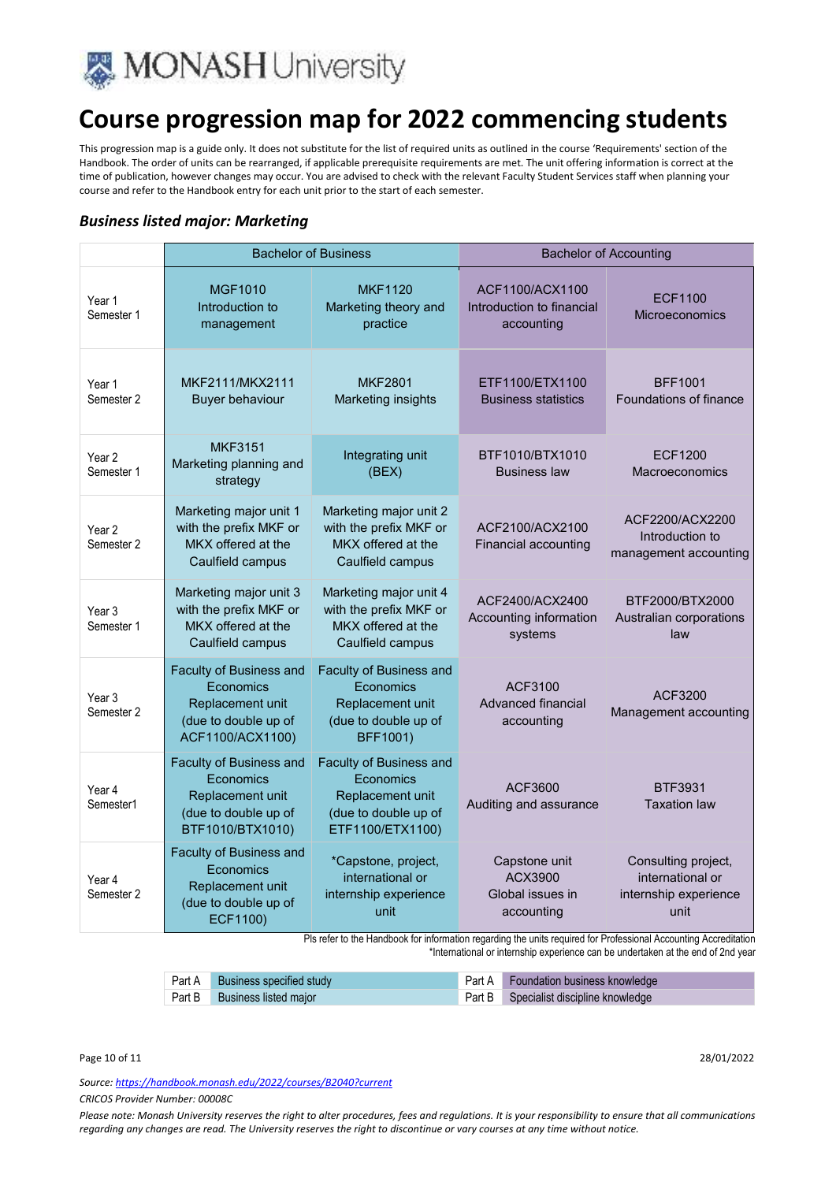# Course progression map for 2022 commencing students

This progression map is a guide only. It does not substitute for the list of required units as outlined in the course 'Requirements' section of the Handbook. The order of units can be rearranged, if applicable prerequisite requirements are met. The unit offering information is correct at the time of publication, however changes may occur. You are advised to check with the relevant Faculty Student Services staff when planning your course and refer to the Handbook entry for each unit prior to the start of each semester.

### *Business listed major: Marketing*

| | Bachelor of Business | | Bachelor of Accounting | |
|---|---|---|---|---|
| Year 1 Semester 1 | MGF1010 Introduction to management | MKF1120 Marketing theory and practice | ACF1100/ACX1100 Introduction to financial accounting | ECF1100 Microeconomics |
| Year 1 Semester 2 | MKF2111/MKX2111 Buyer behaviour | MKF2801 Marketing insights | ETF1100/ETX1100 Business statistics | BFF1001 Foundations of finance |
| Year 2 Semester 1 | MKF3151 Marketing planning and strategy | Integrating unit (BEX) | BTF1010/BTX1010 Business law | ECF1200 Macroeconomics |
| Year 2 Semester 2 | Marketing major unit 1 with the prefix MKF or MKX offered at the Caulfield campus | Marketing major unit 2 with the prefix MKF or MKX offered at the Caulfield campus | ACF2100/ACX2100 Financial accounting | ACF2200/ACX2200 Introduction to management accounting |
| Year 3 Semester 1 | Marketing major unit 3 with the prefix MKF or MKX offered at the Caulfield campus | Marketing major unit 4 with the prefix MKF or MKX offered at the Caulfield campus | ACF2400/ACX2400 Accounting information systems | BTF2000/BTX2000 Australian corporations law |
| Year 3 Semester 2 | Faculty of Business and Economics Replacement unit (due to double up of ACF1100/ACX1100) | Faculty of Business and Economics Replacement unit (due to double up of BFF1001) | ACF3100 Advanced financial accounting | ACF3200 Management accounting |
| Year 4 Semester1 | Faculty of Business and Economics Replacement unit (due to double up of BTF1010/BTX1010) | Faculty of Business and Economics Replacement unit (due to double up of ETF1100/ETX1100) | ACF3600 Auditing and assurance | BTF3931 Taxation law |
| Year 4 Semester 2 | Faculty of Business and Economics Replacement unit (due to double up of ECF1100) | *Capstone, project, international or internship experience unit | Capstone unit ACX3900 Global issues in accounting | Consulting project, international or internship experience unit |

Pls refer to the Handbook for information regarding the units required for Professional Accounting Accreditation

*International or internship experience can be undertaken at the end of 2nd year

| | | | |
|---|---|---|---|
| Part A | Business specified study | Part A | Foundation business knowledge |
| Part B | Business listed major | Part B | Specialist discipline knowledge |

*Source: https://handbook.monash.edu/2022/courses/B2040?current*

*CRICOS Provider Number: 00008C*

*Please note: Monash University reserves the right to alter procedures, fees and regulations. It is your responsibility to ensure that all communications regarding any changes are read. The University reserves the right to discontinue or vary courses at any time without notice.*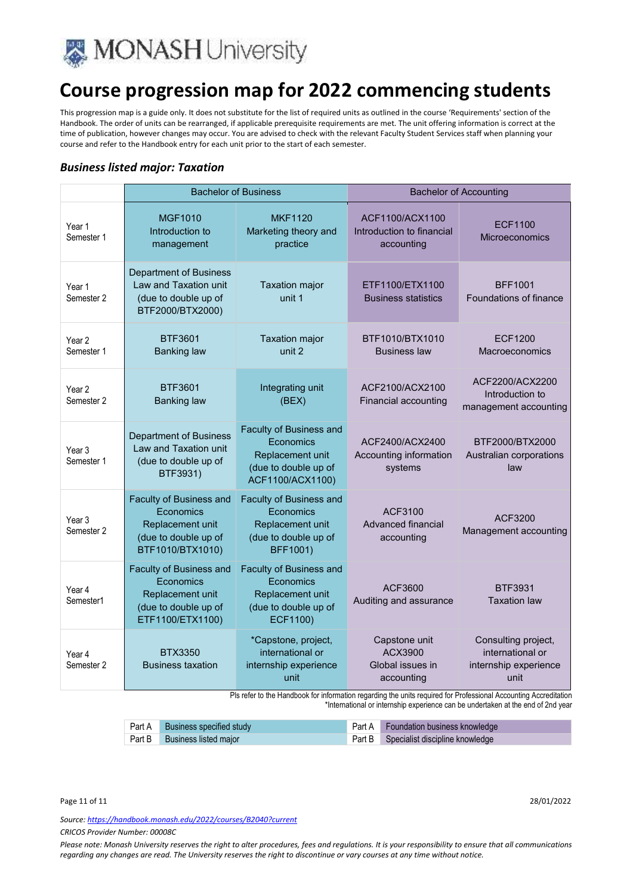# Course progression map for 2022 commencing students

This progression map is a guide only. It does not substitute for the list of required units as outlined in the course 'Requirements' section of the Handbook. The order of units can be rearranged, if applicable prerequisite requirements are met. The unit offering information is correct at the time of publication, however changes may occur. You are advised to check with the relevant Faculty Student Services staff when planning your course and refer to the Handbook entry for each unit prior to the start of each semester.

### *Business listed major: Taxation*

| | Bachelor of Business | | Bachelor of Accounting | |
|---|---|---|---|---|
| Year 1 Semester 1 | MGF1010 Introduction to management | MKF1120 Marketing theory and practice | ACF1100/ACX1100 Introduction to financial accounting | ECF1100 Microeconomics |
| Year 1 Semester 2 | Department of Business Law and Taxation unit (due to double up of BTF2000/BTX2000) | Taxation major unit 1 | ETF1100/ETX1100 Business statistics | BFF1001 Foundations of finance |
| Year 2 Semester 1 | BTF3601 Banking law | Taxation major unit 2 | BTF1010/BTX1010 Business law | ECF1200 Macroeconomics |
| Year 2 Semester 2 | BTF3601 Banking law | Integrating unit (BEX) | ACF2100/ACX2100 Financial accounting | ACF2200/ACX2200 Introduction to management accounting |
| Year 3 Semester 1 | Department of Business Law and Taxation unit (due to double up of BTF3931) | Faculty of Business and Economics Replacement unit (due to double up of ACF1100/ACX1100) | ACF2400/ACX2400 Accounting information systems | BTF2000/BTX2000 Australian corporations law |
| Year 3 Semester 2 | Faculty of Business and Economics Replacement unit (due to double up of BTF1010/BTX1010) | Faculty of Business and Economics Replacement unit (due to double up of BFF1001) | ACF3100 Advanced financial accounting | ACF3200 Management accounting |
| Year 4 Semester1 | Faculty of Business and Economics Replacement unit (due to double up of ETF1100/ETX1100) | Faculty of Business and Economics Replacement unit (due to double up of ECF1100) | ACF3600 Auditing and assurance | BTF3931 Taxation law |
| Year 4 Semester 2 | BTX3350 Business taxation | *Capstone, project, international or internship experience unit | Capstone unit ACX3900 Global issues in accounting | Consulting project, international or internship experience unit |

Pls refer to the Handbook for information regarding the units required for Professional Accounting Accreditation
*International or internship experience can be undertaken at the end of 2nd year

| | | | |
|---|---|---|---|
| Part A | Business specified study | Part A | Foundation business knowledge |
| Part B | Business listed major | Part B | Specialist discipline knowledge |

28/01/2022

*Source: https://handbook.monash.edu/2022/courses/B2040?current*

*CRICOS Provider Number: 00008C*

*Please note: Monash University reserves the right to alter procedures, fees and regulations. It is your responsibility to ensure that all communications regarding any changes are read. The University reserves the right to discontinue or vary courses at any time without notice.*